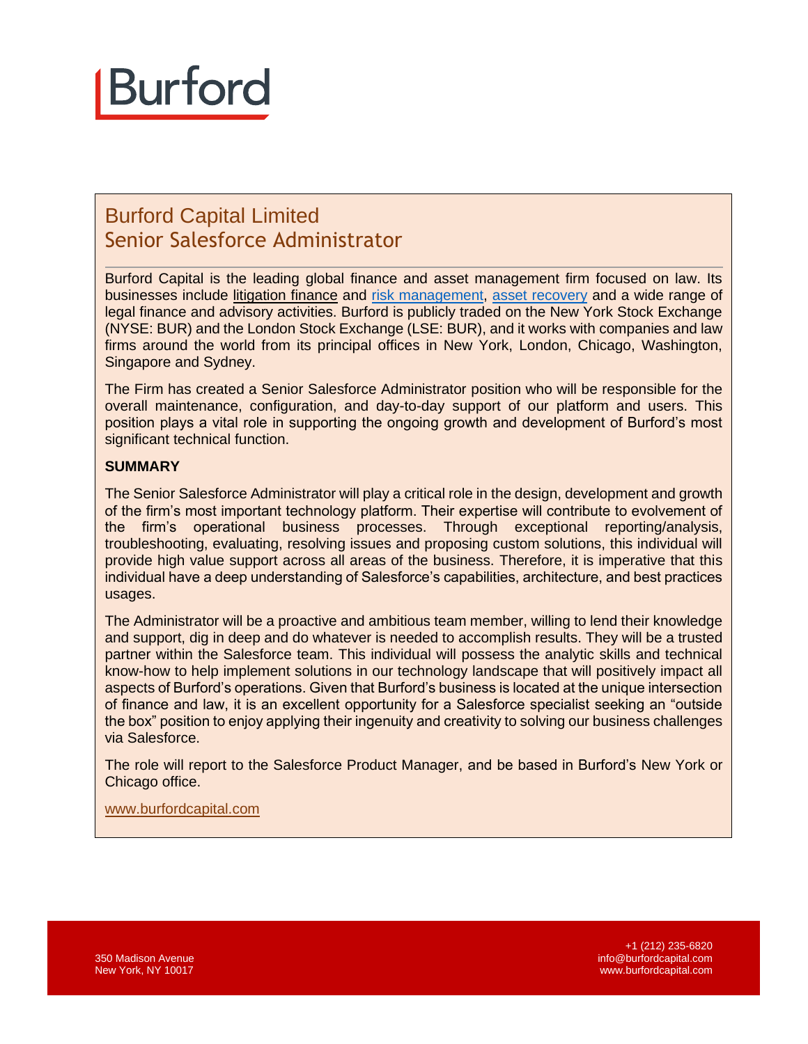# Burford

## Burford Capital Limited
## Senior Salesforce Administrator

Burford Capital is the leading global finance and asset management firm focused on law. Its businesses include litigation finance and risk management, asset recovery and a wide range of legal finance and advisory activities. Burford is publicly traded on the New York Stock Exchange (NYSE: BUR) and the London Stock Exchange (LSE: BUR), and it works with companies and law firms around the world from its principal offices in New York, London, Chicago, Washington, Singapore and Sydney.

The Firm has created a Senior Salesforce Administrator position who will be responsible for the overall maintenance, configuration, and day-to-day support of our platform and users. This position plays a vital role in supporting the ongoing growth and development of Burford's most significant technical function.

**SUMMARY**

The Senior Salesforce Administrator will play a critical role in the design, development and growth of the firm's most important technology platform. Their expertise will contribute to evolvement of the firm's operational business processes. Through exceptional reporting/analysis, troubleshooting, evaluating, resolving issues and proposing custom solutions, this individual will provide high value support across all areas of the business. Therefore, it is imperative that this individual have a deep understanding of Salesforce's capabilities, architecture, and best practices usages.

The Administrator will be a proactive and ambitious team member, willing to lend their knowledge and support, dig in deep and do whatever is needed to accomplish results. They will be a trusted partner within the Salesforce team. This individual will possess the analytic skills and technical know-how to help implement solutions in our technology landscape that will positively impact all aspects of Burford's operations. Given that Burford's business is located at the unique intersection of finance and law, it is an excellent opportunity for a Salesforce specialist seeking an "outside the box" position to enjoy applying their ingenuity and creativity to solving our business challenges via Salesforce.

The role will report to the Salesforce Product Manager, and be based in Burford's New York or Chicago office.

www.burfordcapital.com

350 Madison Avenue
New York, NY 10017

+1 (212) 235-6820
info@burfordcapital.com
www.burfordcapital.com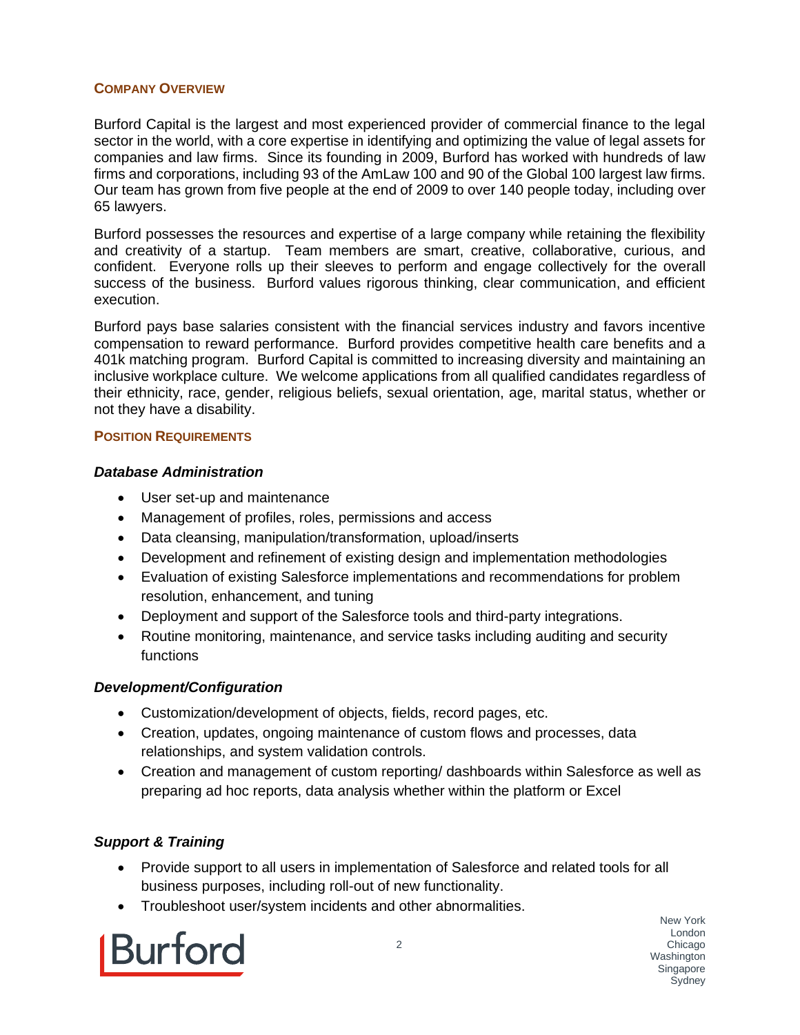## Company Overview

Burford Capital is the largest and most experienced provider of commercial finance to the legal sector in the world, with a core expertise in identifying and optimizing the value of legal assets for companies and law firms. Since its founding in 2009, Burford has worked with hundreds of law firms and corporations, including 93 of the AmLaw 100 and 90 of the Global 100 largest law firms. Our team has grown from five people at the end of 2009 to over 140 people today, including over 65 lawyers.

Burford possesses the resources and expertise of a large company while retaining the flexibility and creativity of a startup. Team members are smart, creative, collaborative, curious, and confident. Everyone rolls up their sleeves to perform and engage collectively for the overall success of the business. Burford values rigorous thinking, clear communication, and efficient execution.

Burford pays base salaries consistent with the financial services industry and favors incentive compensation to reward performance. Burford provides competitive health care benefits and a 401k matching program. Burford Capital is committed to increasing diversity and maintaining an inclusive workplace culture. We welcome applications from all qualified candidates regardless of their ethnicity, race, gender, religious beliefs, sexual orientation, age, marital status, whether or not they have a disability.

## Position Requirements

### *Database Administration*

- User set-up and maintenance
- Management of profiles, roles, permissions and access
- Data cleansing, manipulation/transformation, upload/inserts
- Development and refinement of existing design and implementation methodologies
- Evaluation of existing Salesforce implementations and recommendations for problem resolution, enhancement, and tuning
- Deployment and support of the Salesforce tools and third-party integrations.
- Routine monitoring, maintenance, and service tasks including auditing and security functions

### *Development/Configuration*

- Customization/development of objects, fields, record pages, etc.
- Creation, updates, ongoing maintenance of custom flows and processes, data relationships, and system validation controls.
- Creation and management of custom reporting/ dashboards within Salesforce as well as preparing ad hoc reports, data analysis whether within the platform or Excel

### *Support & Training*

- Provide support to all users in implementation of Salesforce and related tools for all business purposes, including roll-out of new functionality.
- Troubleshoot user/system incidents and other abnormalities.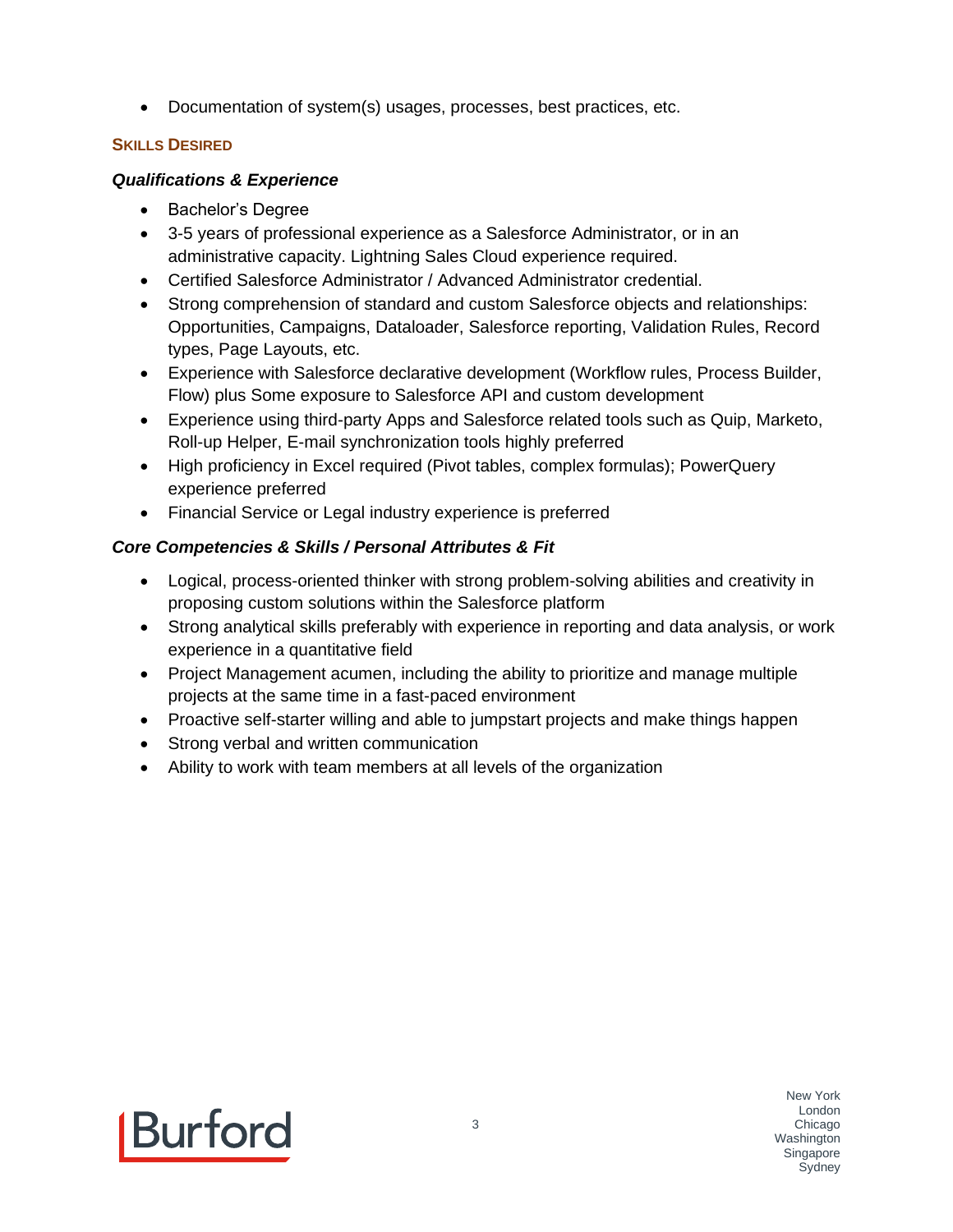- Documentation of system(s) usages, processes, best practices, etc.

## Skills Desired

### *Qualifications & Experience*

- Bachelor's Degree
- 3-5 years of professional experience as a Salesforce Administrator, or in an administrative capacity. Lightning Sales Cloud experience required.
- Certified Salesforce Administrator / Advanced Administrator credential.
- Strong comprehension of standard and custom Salesforce objects and relationships: Opportunities, Campaigns, Dataloader, Salesforce reporting, Validation Rules, Record types, Page Layouts, etc.
- Experience with Salesforce declarative development (Workflow rules, Process Builder, Flow) plus Some exposure to Salesforce API and custom development
- Experience using third-party Apps and Salesforce related tools such as Quip, Marketo, Roll-up Helper, E-mail synchronization tools highly preferred
- High proficiency in Excel required (Pivot tables, complex formulas); PowerQuery experience preferred
- Financial Service or Legal industry experience is preferred

### *Core Competencies & Skills / Personal Attributes & Fit*

- Logical, process-oriented thinker with strong problem-solving abilities and creativity in proposing custom solutions within the Salesforce platform
- Strong analytical skills preferably with experience in reporting and data analysis, or work experience in a quantitative field
- Project Management acumen, including the ability to prioritize and manage multiple projects at the same time in a fast-paced environment
- Proactive self-starter willing and able to jumpstart projects and make things happen
- Strong verbal and written communication
- Ability to work with team members at all levels of the organization